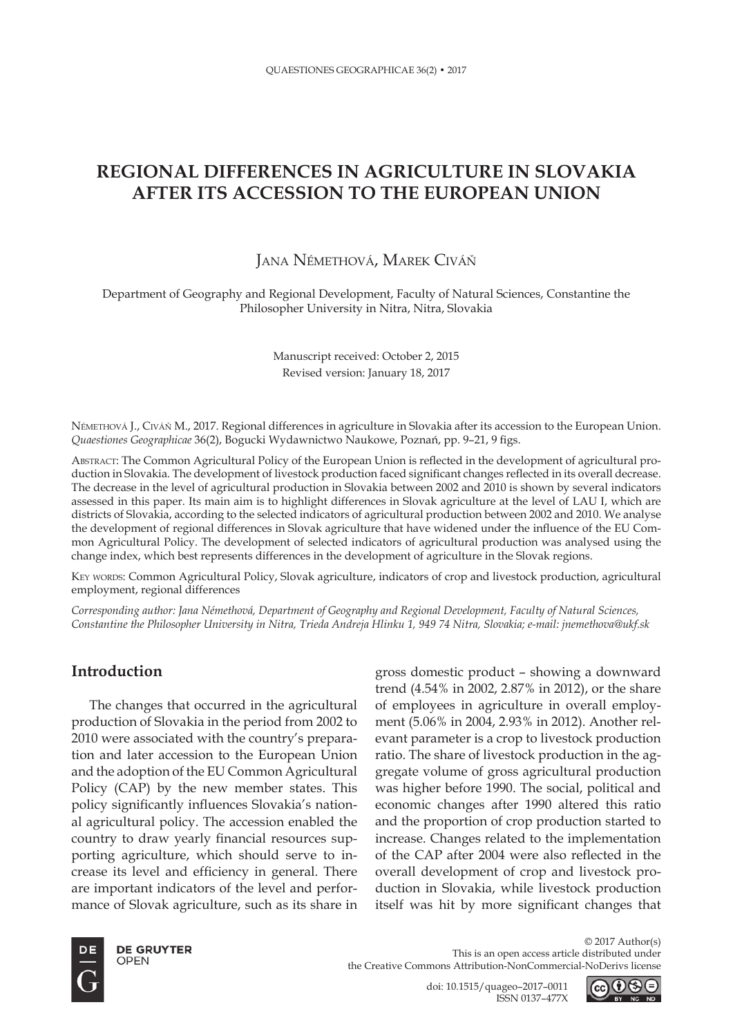# REGIONAL DIFFERENCES IN AGRICULTURE IN SLOVAKIA AFTER ITS ACCESSION TO THE EUROPEAN UNION

Jana Némethová, Marek Civáň

Department of Geography and Regional Development, Faculty of Natural Sciences, Constantine the Philosopher University in Nitra, Nitra, Slovakia

Manuscript received: October 2, 2015
Revised version: January 18, 2017

Némethová J., Civáň M., 2017. Regional differences in agriculture in Slovakia after its accession to the European Union. *Quaestiones Geographicae* 36(2), Bogucki Wydawnictwo Naukowe, Poznań, pp. 9–21, 9 figs.

Abstract: The Common Agricultural Policy of the European Union is reflected in the development of agricultural production in Slovakia. The development of livestock production faced significant changes reflected in its overall decrease. The decrease in the level of agricultural production in Slovakia between 2002 and 2010 is shown by several indicators assessed in this paper. Its main aim is to highlight differences in Slovak agriculture at the level of LAU I, which are districts of Slovakia, according to the selected indicators of agricultural production between 2002 and 2010. We analyse the development of regional differences in Slovak agriculture that have widened under the influence of the EU Common Agricultural Policy. The development of selected indicators of agricultural production was analysed using the change index, which best represents differences in the development of agriculture in the Slovak regions.

Key words: Common Agricultural Policy, Slovak agriculture, indicators of crop and livestock production, agricultural employment, regional differences

*Corresponding author: Jana Némethová, Department of Geography and Regional Development, Faculty of Natural Sciences, Constantine the Philosopher University in Nitra, Trieda Andreja Hlinku 1, 949 74 Nitra, Slovakia; e-mail: jnemethova@ukf.sk*

## Introduction

The changes that occurred in the agricultural production of Slovakia in the period from 2002 to 2010 were associated with the country's preparation and later accession to the European Union and the adoption of the EU Common Agricultural Policy (CAP) by the new member states. This policy significantly influences Slovakia's national agricultural policy. The accession enabled the country to draw yearly financial resources supporting agriculture, which should serve to increase its level and efficiency in general. There are important indicators of the level and performance of Slovak agriculture, such as its share in gross domestic product – showing a downward trend (4.54% in 2002, 2.87% in 2012), or the share of employees in agriculture in overall employment (5.06% in 2004, 2.93% in 2012). Another relevant parameter is a crop to livestock production ratio. The share of livestock production in the aggregate volume of gross agricultural production was higher before 1990. The social, political and economic changes after 1990 altered this ratio and the proportion of crop production started to increase. Changes related to the implementation of the CAP after 2004 were also reflected in the overall development of crop and livestock production in Slovakia, while livestock production itself was hit by more significant changes that

© 2017 Author(s)
This is an open access article distributed under the Creative Commons Attribution-NonCommercial-NoDerivs license

doi: 10.1515/quageo–2017–0011
ISSN 0137–477X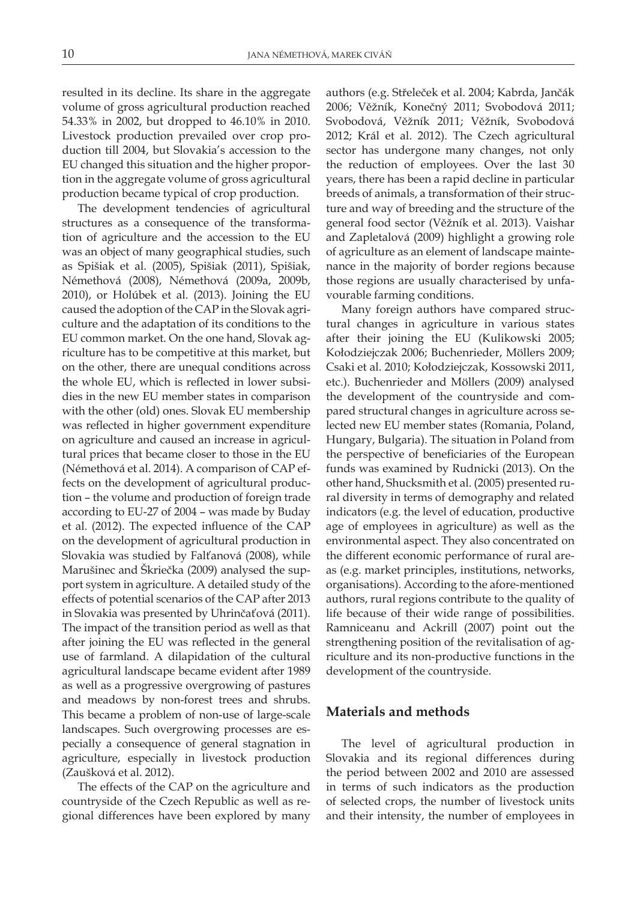resulted in its decline. Its share in the aggregate volume of gross agricultural production reached 54.33% in 2002, but dropped to 46.10% in 2010. Livestock production prevailed over crop production till 2004, but Slovakia's accession to the EU changed this situation and the higher proportion in the aggregate volume of gross agricultural production became typical of crop production.

The development tendencies of agricultural structures as a consequence of the transformation of agriculture and the accession to the EU was an object of many geographical studies, such as Spišiak et al. (2005), Spišiak (2011), Spišiak, Némethová (2008), Némethová (2009a, 2009b, 2010), or Holúbek et al. (2013). Joining the EU caused the adoption of the CAP in the Slovak agriculture and the adaptation of its conditions to the EU common market. On the one hand, Slovak agriculture has to be competitive at this market, but on the other, there are unequal conditions across the whole EU, which is reflected in lower subsidies in the new EU member states in comparison with the other (old) ones. Slovak EU membership was reflected in higher government expenditure on agriculture and caused an increase in agricultural prices that became closer to those in the EU (Némethová et al. 2014). A comparison of CAP effects on the development of agricultural production – the volume and production of foreign trade according to EU-27 of 2004 – was made by Buday et al. (2012). The expected influence of the CAP on the development of agricultural production in Slovakia was studied by Falťanová (2008), while Marušinec and Škriečka (2009) analysed the support system in agriculture. A detailed study of the effects of potential scenarios of the CAP after 2013 in Slovakia was presented by Uhrinčaťová (2011). The impact of the transition period as well as that after joining the EU was reflected in the general use of farmland. A dilapidation of the cultural agricultural landscape became evident after 1989 as well as a progressive overgrowing of pastures and meadows by non-forest trees and shrubs. This became a problem of non-use of large-scale landscapes. Such overgrowing processes are especially a consequence of general stagnation in agriculture, especially in livestock production (Zaušková et al. 2012).

The effects of the CAP on the agriculture and countryside of the Czech Republic as well as regional differences have been explored by many authors (e.g. Střeleček et al. 2004; Kabrda, Jančák 2006; Věžník, Konečný 2011; Svobodová 2011; Svobodová, Věžník 2011; Věžník, Svobodová 2012; Král et al. 2012). The Czech agricultural sector has undergone many changes, not only the reduction of employees. Over the last 30 years, there has been a rapid decline in particular breeds of animals, a transformation of their structure and way of breeding and the structure of the general food sector (Věžník et al. 2013). Vaishar and Zapletalová (2009) highlight a growing role of agriculture as an element of landscape maintenance in the majority of border regions because those regions are usually characterised by unfavourable farming conditions.

Many foreign authors have compared structural changes in agriculture in various states after their joining the EU (Kulikowski 2005; Kołodziejczak 2006; Buchenrieder, Möllers 2009; Csaki et al. 2010; Kołodziejczak, Kossowski 2011, etc.). Buchenrieder and Möllers (2009) analysed the development of the countryside and compared structural changes in agriculture across selected new EU member states (Romania, Poland, Hungary, Bulgaria). The situation in Poland from the perspective of beneficiaries of the European funds was examined by Rudnicki (2013). On the other hand, Shucksmith et al. (2005) presented rural diversity in terms of demography and related indicators (e.g. the level of education, productive age of employees in agriculture) as well as the environmental aspect. They also concentrated on the different economic performance of rural areas (e.g. market principles, institutions, networks, organisations). According to the afore-mentioned authors, rural regions contribute to the quality of life because of their wide range of possibilities. Ramniceanu and Ackrill (2007) point out the strengthening position of the revitalisation of agriculture and its non-productive functions in the development of the countryside.

## Materials and methods

The level of agricultural production in Slovakia and its regional differences during the period between 2002 and 2010 are assessed in terms of such indicators as the production of selected crops, the number of livestock units and their intensity, the number of employees in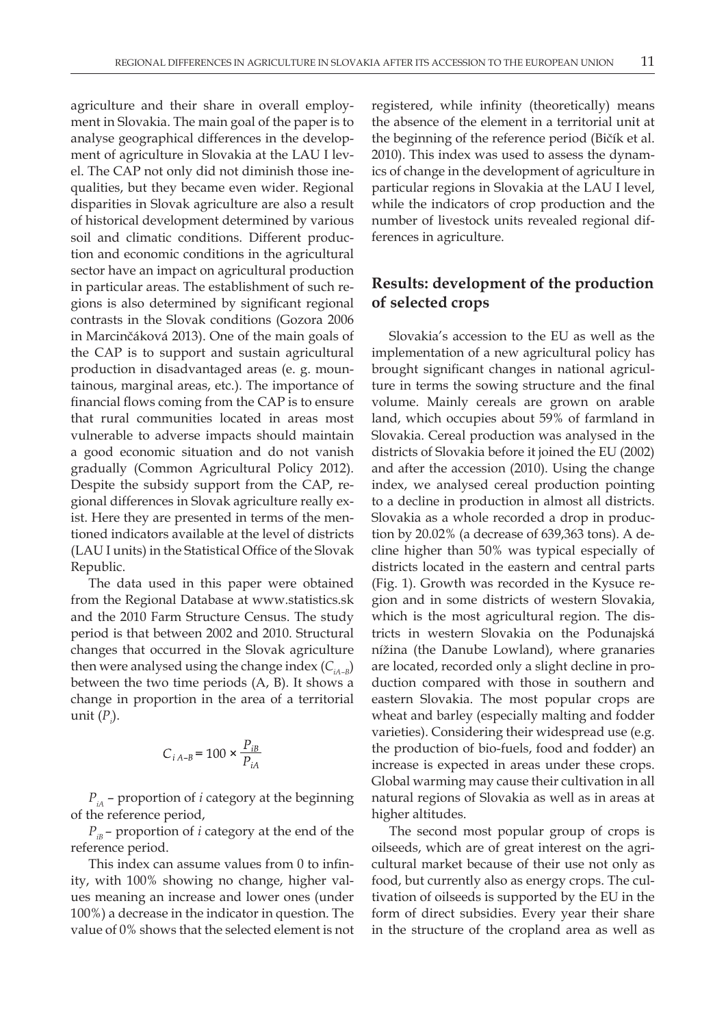agriculture and their share in overall employment in Slovakia. The main goal of the paper is to analyse geographical differences in the development of agriculture in Slovakia at the LAU I level. The CAP not only did not diminish those inequalities, but they became even wider. Regional disparities in Slovak agriculture are also a result of historical development determined by various soil and climatic conditions. Different production and economic conditions in the agricultural sector have an impact on agricultural production in particular areas. The establishment of such regions is also determined by significant regional contrasts in the Slovak conditions (Gozora 2006 in Marcinčáková 2013). One of the main goals of the CAP is to support and sustain agricultural production in disadvantaged areas (e. g. mountainous, marginal areas, etc.). The importance of financial flows coming from the CAP is to ensure that rural communities located in areas most vulnerable to adverse impacts should maintain a good economic situation and do not vanish gradually (Common Agricultural Policy 2012). Despite the subsidy support from the CAP, regional differences in Slovak agriculture really exist. Here they are presented in terms of the mentioned indicators available at the level of districts (LAU I units) in the Statistical Office of the Slovak Republic.

The data used in this paper were obtained from the Regional Database at www.statistics.sk and the 2010 Farm Structure Census. The study period is that between 2002 and 2010. Structural changes that occurred in the Slovak agriculture then were analysed using the change index ($C_{iA-B}$) between the two time periods (A, B). It shows a change in proportion in the area of a territorial unit ($P_i$).

$$C_{i\,A-B} = 100 \times \frac{P_{iB}}{P_{iA}}$$

$P_{iA}$ – proportion of *i* category at the beginning of the reference period,

$P_{iB}$ – proportion of *i* category at the end of the reference period.

This index can assume values from 0 to infinity, with 100% showing no change, higher values meaning an increase and lower ones (under 100%) a decrease in the indicator in question. The value of 0% shows that the selected element is not registered, while infinity (theoretically) means the absence of the element in a territorial unit at the beginning of the reference period (Bičík et al. 2010). This index was used to assess the dynamics of change in the development of agriculture in particular regions in Slovakia at the LAU I level, while the indicators of crop production and the number of livestock units revealed regional differences in agriculture.

## Results: development of the production of selected crops

Slovakia's accession to the EU as well as the implementation of a new agricultural policy has brought significant changes in national agriculture in terms the sowing structure and the final volume. Mainly cereals are grown on arable land, which occupies about 59% of farmland in Slovakia. Cereal production was analysed in the districts of Slovakia before it joined the EU (2002) and after the accession (2010). Using the change index, we analysed cereal production pointing to a decline in production in almost all districts. Slovakia as a whole recorded a drop in production by 20.02% (a decrease of 639,363 tons). A decline higher than 50% was typical especially of districts located in the eastern and central parts (Fig. 1). Growth was recorded in the Kysuce region and in some districts of western Slovakia, which is the most agricultural region. The districts in western Slovakia on the Podunajská nížina (the Danube Lowland), where granaries are located, recorded only a slight decline in production compared with those in southern and eastern Slovakia. The most popular crops are wheat and barley (especially malting and fodder varieties). Considering their widespread use (e.g. the production of bio-fuels, food and fodder) an increase is expected in areas under these crops. Global warming may cause their cultivation in all natural regions of Slovakia as well as in areas at higher altitudes.

The second most popular group of crops is oilseeds, which are of great interest on the agricultural market because of their use not only as food, but currently also as energy crops. The cultivation of oilseeds is supported by the EU in the form of direct subsidies. Every year their share in the structure of the cropland area as well as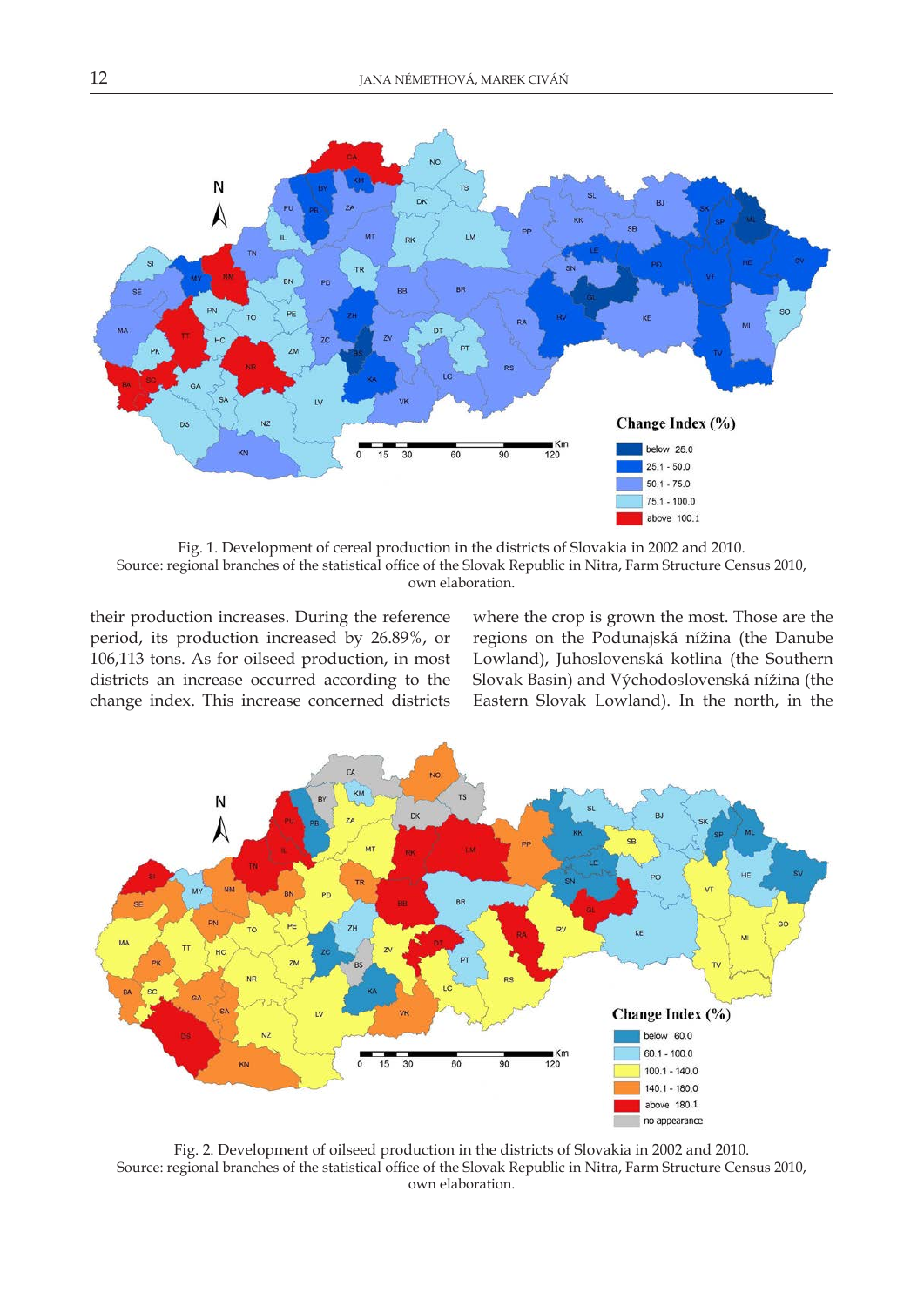Fig. 1. Development of cereal production in the districts of Slovakia in 2002 and 2010.
Source: regional branches of the statistical office of the Slovak Republic in Nitra, Farm Structure Census 2010, own elaboration.

their production increases. During the reference period, its production increased by 26.89%, or 106,113 tons. As for oilseed production, in most districts an increase occurred according to the change index. This increase concerned districts where the crop is grown the most. Those are the regions on the Podunajská nížina (the Danube Lowland), Juhoslovenská kotlina (the Southern Slovak Basin) and Východoslovenská nížina (the Eastern Slovak Lowland). In the north, in the

Fig. 2. Development of oilseed production in the districts of Slovakia in 2002 and 2010.
Source: regional branches of the statistical office of the Slovak Republic in Nitra, Farm Structure Census 2010, own elaboration.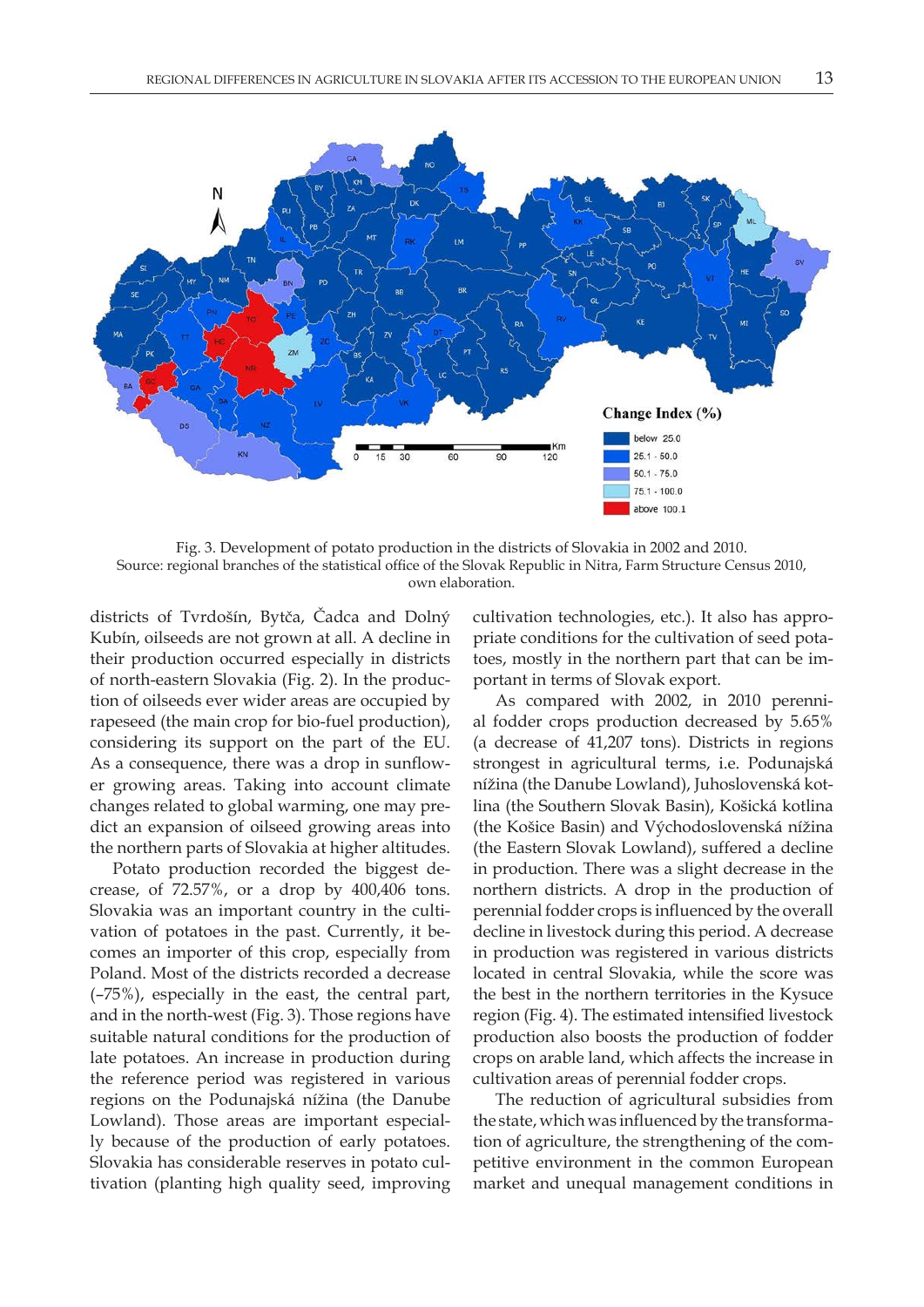Fig. 3. Development of potato production in the districts of Slovakia in 2002 and 2010.
Source: regional branches of the statistical office of the Slovak Republic in Nitra, Farm Structure Census 2010, own elaboration.

districts of Tvrdošín, Bytča, Čadca and Dolný Kubín, oilseeds are not grown at all. A decline in their production occurred especially in districts of north-eastern Slovakia (Fig. 2). In the production of oilseeds ever wider areas are occupied by rapeseed (the main crop for bio-fuel production), considering its support on the part of the EU. As a consequence, there was a drop in sunflower growing areas. Taking into account climate changes related to global warming, one may predict an expansion of oilseed growing areas into the northern parts of Slovakia at higher altitudes.

Potato production recorded the biggest decrease, of 72.57%, or a drop by 400,406 tons. Slovakia was an important country in the cultivation of potatoes in the past. Currently, it becomes an importer of this crop, especially from Poland. Most of the districts recorded a decrease (–75%), especially in the east, the central part, and in the north-west (Fig. 3). Those regions have suitable natural conditions for the production of late potatoes. An increase in production during the reference period was registered in various regions on the Podunajská nížina (the Danube Lowland). Those areas are important especially because of the production of early potatoes. Slovakia has considerable reserves in potato cultivation (planting high quality seed, improving cultivation technologies, etc.). It also has appropriate conditions for the cultivation of seed potatoes, mostly in the northern part that can be important in terms of Slovak export.

As compared with 2002, in 2010 perennial fodder crops production decreased by 5.65% (a decrease of 41,207 tons). Districts in regions strongest in agricultural terms, i.e. Podunajská nížina (the Danube Lowland), Juhoslovenská kotlina (the Southern Slovak Basin), Košická kotlina (the Košice Basin) and Východoslovenská nížina (the Eastern Slovak Lowland), suffered a decline in production. There was a slight decrease in the northern districts. A drop in the production of perennial fodder crops is influenced by the overall decline in livestock during this period. A decrease in production was registered in various districts located in central Slovakia, while the score was the best in the northern territories in the Kysuce region (Fig. 4). The estimated intensified livestock production also boosts the production of fodder crops on arable land, which affects the increase in cultivation areas of perennial fodder crops.

The reduction of agricultural subsidies from the state, which was influenced by the transformation of agriculture, the strengthening of the competitive environment in the common European market and unequal management conditions in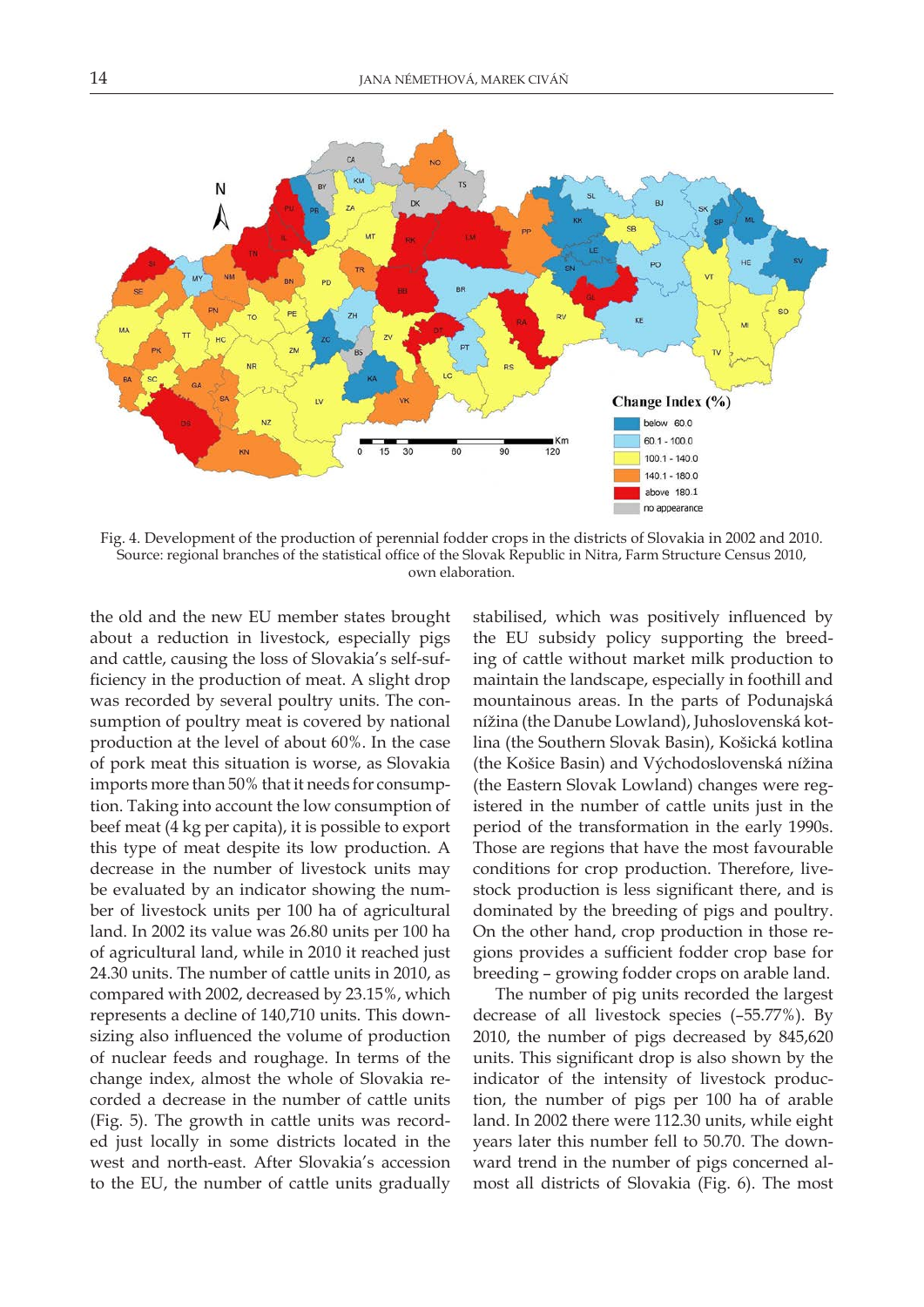Fig. 4. Development of the production of perennial fodder crops in the districts of Slovakia in 2002 and 2010. Source: regional branches of the statistical office of the Slovak Republic in Nitra, Farm Structure Census 2010, own elaboration.

the old and the new EU member states brought about a reduction in livestock, especially pigs and cattle, causing the loss of Slovakia's self-sufficiency in the production of meat. A slight drop was recorded by several poultry units. The consumption of poultry meat is covered by national production at the level of about 60%. In the case of pork meat this situation is worse, as Slovakia imports more than 50% that it needs for consumption. Taking into account the low consumption of beef meat (4 kg per capita), it is possible to export this type of meat despite its low production. A decrease in the number of livestock units may be evaluated by an indicator showing the number of livestock units per 100 ha of agricultural land. In 2002 its value was 26.80 units per 100 ha of agricultural land, while in 2010 it reached just 24.30 units. The number of cattle units in 2010, as compared with 2002, decreased by 23.15%, which represents a decline of 140,710 units. This downsizing also influenced the volume of production of nuclear feeds and roughage. In terms of the change index, almost the whole of Slovakia recorded a decrease in the number of cattle units (Fig. 5). The growth in cattle units was recorded just locally in some districts located in the west and north-east. After Slovakia's accession to the EU, the number of cattle units gradually stabilised, which was positively influenced by the EU subsidy policy supporting the breeding of cattle without market milk production to maintain the landscape, especially in foothill and mountainous areas. In the parts of Podunajská nížina (the Danube Lowland), Juhoslovenská kotlina (the Southern Slovak Basin), Košická kotlina (the Košice Basin) and Východoslovenská nížina (the Eastern Slovak Lowland) changes were registered in the number of cattle units just in the period of the transformation in the early 1990s. Those are regions that have the most favourable conditions for crop production. Therefore, livestock production is less significant there, and is dominated by the breeding of pigs and poultry. On the other hand, crop production in those regions provides a sufficient fodder crop base for breeding – growing fodder crops on arable land.

The number of pig units recorded the largest decrease of all livestock species (–55.77%). By 2010, the number of pigs decreased by 845,620 units. This significant drop is also shown by the indicator of the intensity of livestock production, the number of pigs per 100 ha of arable land. In 2002 there were 112.30 units, while eight years later this number fell to 50.70. The downward trend in the number of pigs concerned almost all districts of Slovakia (Fig. 6). The most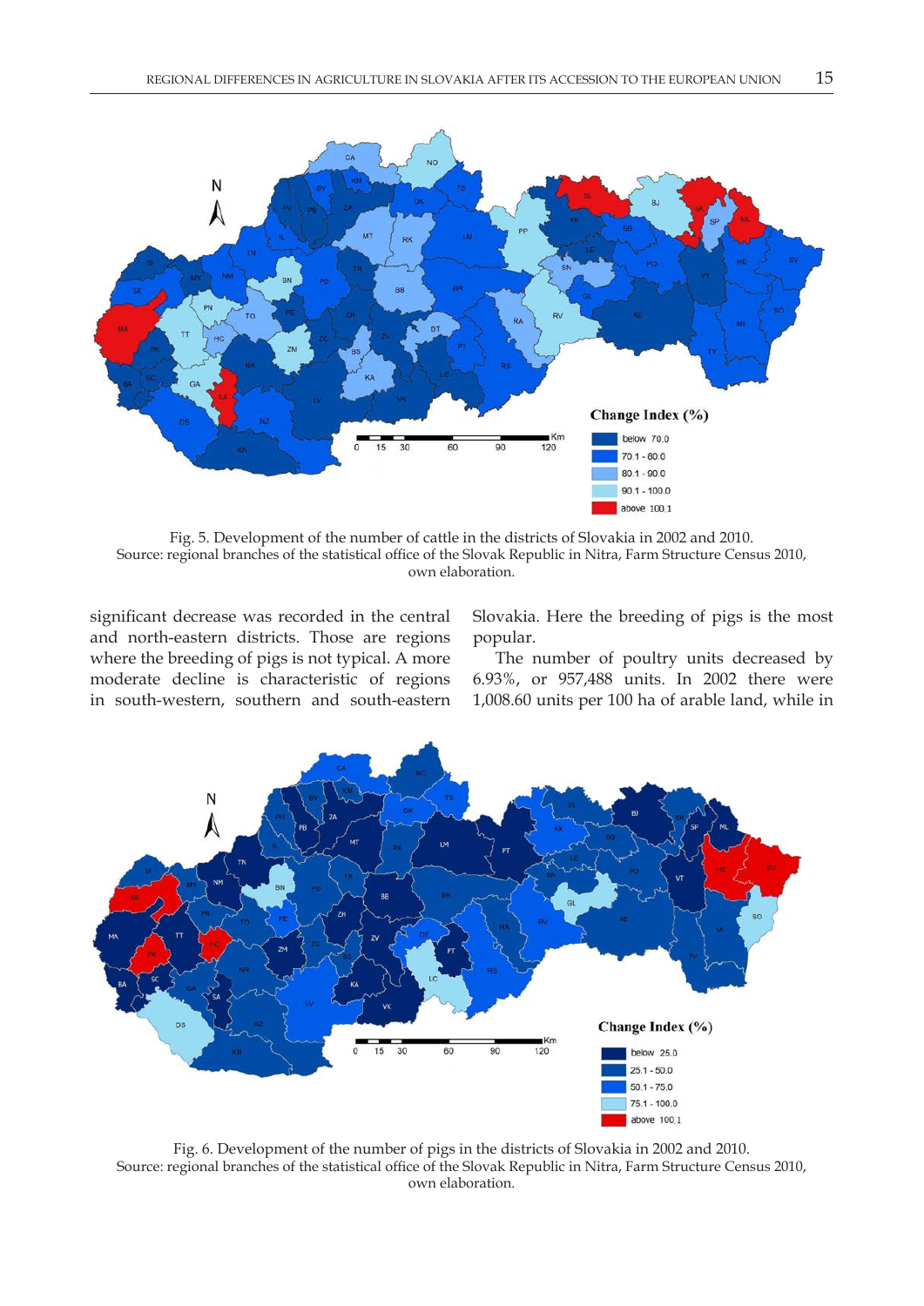Fig. 5. Development of the number of cattle in the districts of Slovakia in 2002 and 2010.
Source: regional branches of the statistical office of the Slovak Republic in Nitra, Farm Structure Census 2010, own elaboration.

significant decrease was recorded in the central and north-eastern districts. Those are regions where the breeding of pigs is not typical. A more moderate decline is characteristic of regions in south-western, southern and south-eastern Slovakia. Here the breeding of pigs is the most popular.

The number of poultry units decreased by 6.93%, or 957,488 units. In 2002 there were 1,008.60 units per 100 ha of arable land, while in

Fig. 6. Development of the number of pigs in the districts of Slovakia in 2002 and 2010.
Source: regional branches of the statistical office of the Slovak Republic in Nitra, Farm Structure Census 2010, own elaboration.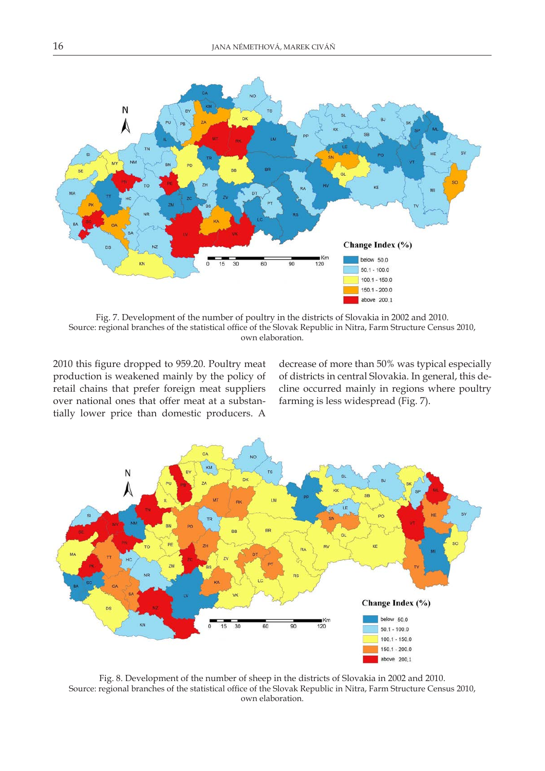Fig. 7. Development of the number of poultry in the districts of Slovakia in 2002 and 2010.
Source: regional branches of the statistical office of the Slovak Republic in Nitra, Farm Structure Census 2010, own elaboration.

2010 this figure dropped to 959.20. Poultry meat production is weakened mainly by the policy of retail chains that prefer foreign meat suppliers over national ones that offer meat at a substantially lower price than domestic producers. A decrease of more than 50% was typical especially of districts in central Slovakia. In general, this decline occurred mainly in regions where poultry farming is less widespread (Fig. 7).

Fig. 8. Development of the number of sheep in the districts of Slovakia in 2002 and 2010.
Source: regional branches of the statistical office of the Slovak Republic in Nitra, Farm Structure Census 2010, own elaboration.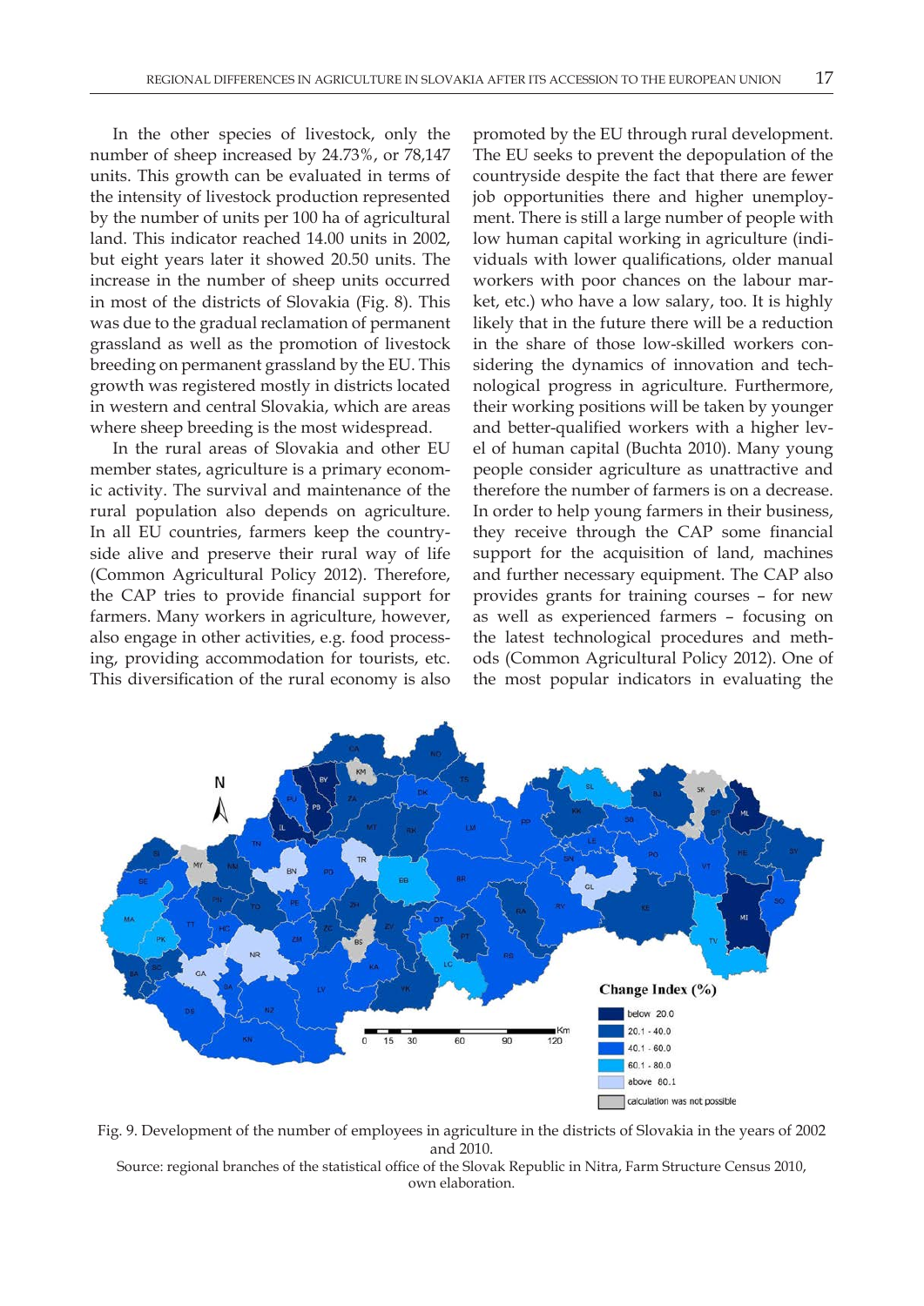In the other species of livestock, only the number of sheep increased by 24.73%, or 78,147 units. This growth can be evaluated in terms of the intensity of livestock production represented by the number of units per 100 ha of agricultural land. This indicator reached 14.00 units in 2002, but eight years later it showed 20.50 units. The increase in the number of sheep units occurred in most of the districts of Slovakia (Fig. 8). This was due to the gradual reclamation of permanent grassland as well as the promotion of livestock breeding on permanent grassland by the EU. This growth was registered mostly in districts located in western and central Slovakia, which are areas where sheep breeding is the most widespread.

In the rural areas of Slovakia and other EU member states, agriculture is a primary economic activity. The survival and maintenance of the rural population also depends on agriculture. In all EU countries, farmers keep the countryside alive and preserve their rural way of life (Common Agricultural Policy 2012). Therefore, the CAP tries to provide financial support for farmers. Many workers in agriculture, however, also engage in other activities, e.g. food processing, providing accommodation for tourists, etc. This diversification of the rural economy is also promoted by the EU through rural development. The EU seeks to prevent the depopulation of the countryside despite the fact that there are fewer job opportunities there and higher unemployment. There is still a large number of people with low human capital working in agriculture (individuals with lower qualifications, older manual workers with poor chances on the labour market, etc.) who have a low salary, too. It is highly likely that in the future there will be a reduction in the share of those low-skilled workers considering the dynamics of innovation and technological progress in agriculture. Furthermore, their working positions will be taken by younger and better-qualified workers with a higher level of human capital (Buchta 2010). Many young people consider agriculture as unattractive and therefore the number of farmers is on a decrease. In order to help young farmers in their business, they receive through the CAP some financial support for the acquisition of land, machines and further necessary equipment. The CAP also provides grants for training courses – for new as well as experienced farmers – focusing on the latest technological procedures and methods (Common Agricultural Policy 2012). One of the most popular indicators in evaluating the

N

Change Index (%)

below 20.0

20.1 - 40.0

40.1 - 60.0

60.1 - 80.0

above 80.1

calculation was not possible

0 15 30 60 90 120 Km

Fig. 9. Development of the number of employees in agriculture in the districts of Slovakia in the years of 2002 and 2010.

Source: regional branches of the statistical office of the Slovak Republic in Nitra, Farm Structure Census 2010, own elaboration.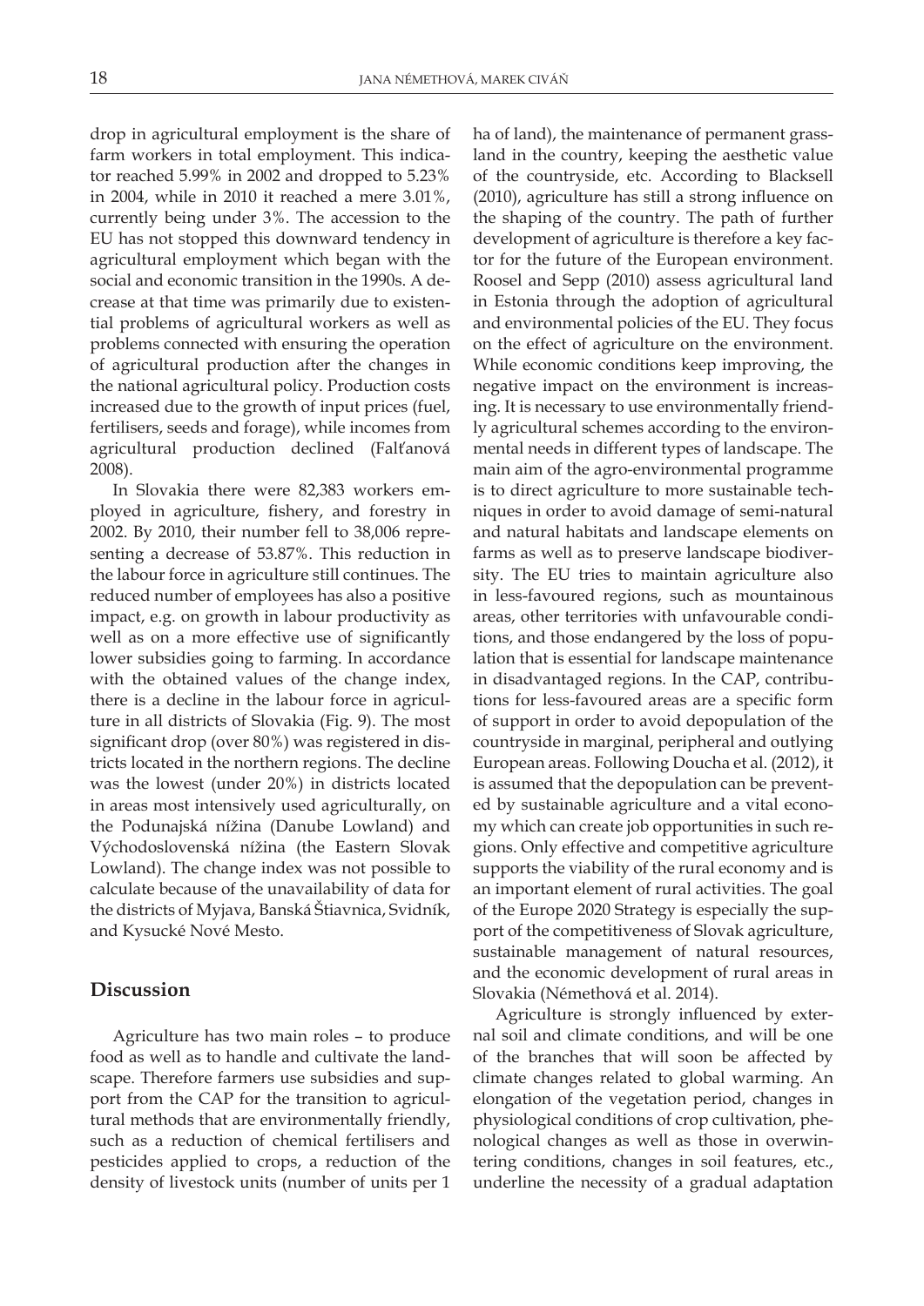drop in agricultural employment is the share of farm workers in total employment. This indicator reached 5.99% in 2002 and dropped to 5.23% in 2004, while in 2010 it reached a mere 3.01%, currently being under 3%. The accession to the EU has not stopped this downward tendency in agricultural employment which began with the social and economic transition in the 1990s. A decrease at that time was primarily due to existential problems of agricultural workers as well as problems connected with ensuring the operation of agricultural production after the changes in the national agricultural policy. Production costs increased due to the growth of input prices (fuel, fertilisers, seeds and forage), while incomes from agricultural production declined (Falťanová 2008).

In Slovakia there were 82,383 workers employed in agriculture, fishery, and forestry in 2002. By 2010, their number fell to 38,006 representing a decrease of 53.87%. This reduction in the labour force in agriculture still continues. The reduced number of employees has also a positive impact, e.g. on growth in labour productivity as well as on a more effective use of significantly lower subsidies going to farming. In accordance with the obtained values of the change index, there is a decline in the labour force in agriculture in all districts of Slovakia (Fig. 9). The most significant drop (over 80%) was registered in districts located in the northern regions. The decline was the lowest (under 20%) in districts located in areas most intensively used agriculturally, on the Podunajská nížina (Danube Lowland) and Východoslovenská nížina (the Eastern Slovak Lowland). The change index was not possible to calculate because of the unavailability of data for the districts of Myjava, Banská Štiavnica, Svidník, and Kysucké Nové Mesto.

## Discussion

Agriculture has two main roles – to produce food as well as to handle and cultivate the landscape. Therefore farmers use subsidies and support from the CAP for the transition to agricultural methods that are environmentally friendly, such as a reduction of chemical fertilisers and pesticides applied to crops, a reduction of the density of livestock units (number of units per 1 ha of land), the maintenance of permanent grassland in the country, keeping the aesthetic value of the countryside, etc. According to Blacksell (2010), agriculture has still a strong influence on the shaping of the country. The path of further development of agriculture is therefore a key factor for the future of the European environment. Roosel and Sepp (2010) assess agricultural land in Estonia through the adoption of agricultural and environmental policies of the EU. They focus on the effect of agriculture on the environment. While economic conditions keep improving, the negative impact on the environment is increasing. It is necessary to use environmentally friendly agricultural schemes according to the environmental needs in different types of landscape. The main aim of the agro-environmental programme is to direct agriculture to more sustainable techniques in order to avoid damage of semi-natural and natural habitats and landscape elements on farms as well as to preserve landscape biodiversity. The EU tries to maintain agriculture also in less-favoured regions, such as mountainous areas, other territories with unfavourable conditions, and those endangered by the loss of population that is essential for landscape maintenance in disadvantaged regions. In the CAP, contributions for less-favoured areas are a specific form of support in order to avoid depopulation of the countryside in marginal, peripheral and outlying European areas. Following Doucha et al. (2012), it is assumed that the depopulation can be prevented by sustainable agriculture and a vital economy which can create job opportunities in such regions. Only effective and competitive agriculture supports the viability of the rural economy and is an important element of rural activities. The goal of the Europe 2020 Strategy is especially the support of the competitiveness of Slovak agriculture, sustainable management of natural resources, and the economic development of rural areas in Slovakia (Némethová et al. 2014).

Agriculture is strongly influenced by external soil and climate conditions, and will be one of the branches that will soon be affected by climate changes related to global warming. An elongation of the vegetation period, changes in physiological conditions of crop cultivation, phenological changes as well as those in overwintering conditions, changes in soil features, etc., underline the necessity of a gradual adaptation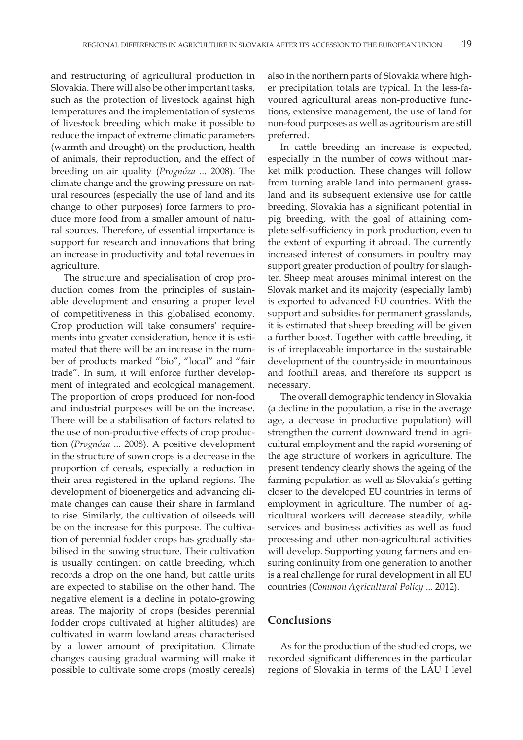and restructuring of agricultural production in Slovakia. There will also be other important tasks, such as the protection of livestock against high temperatures and the implementation of systems of livestock breeding which make it possible to reduce the impact of extreme climatic parameters (warmth and drought) on the production, health of animals, their reproduction, and the effect of breeding on air quality (*Prognóza* ... 2008). The climate change and the growing pressure on natural resources (especially the use of land and its change to other purposes) force farmers to produce more food from a smaller amount of natural sources. Therefore, of essential importance is support for research and innovations that bring an increase in productivity and total revenues in agriculture.

The structure and specialisation of crop production comes from the principles of sustainable development and ensuring a proper level of competitiveness in this globalised economy. Crop production will take consumers' requirements into greater consideration, hence it is estimated that there will be an increase in the number of products marked "bio", "local" and "fair trade". In sum, it will enforce further development of integrated and ecological management. The proportion of crops produced for non-food and industrial purposes will be on the increase. There will be a stabilisation of factors related to the use of non-productive effects of crop production (*Prognóza* ... 2008). A positive development in the structure of sown crops is a decrease in the proportion of cereals, especially a reduction in their area registered in the upland regions. The development of bioenergetics and advancing climate changes can cause their share in farmland to rise. Similarly, the cultivation of oilseeds will be on the increase for this purpose. The cultivation of perennial fodder crops has gradually stabilised in the sowing structure. Their cultivation is usually contingent on cattle breeding, which records a drop on the one hand, but cattle units are expected to stabilise on the other hand. The negative element is a decline in potato-growing areas. The majority of crops (besides perennial fodder crops cultivated at higher altitudes) are cultivated in warm lowland areas characterised by a lower amount of precipitation. Climate changes causing gradual warming will make it possible to cultivate some crops (mostly cereals) also in the northern parts of Slovakia where higher precipitation totals are typical. In the less-favoured agricultural areas non-productive functions, extensive management, the use of land for non-food purposes as well as agritourism are still preferred.

In cattle breeding an increase is expected, especially in the number of cows without market milk production. These changes will follow from turning arable land into permanent grassland and its subsequent extensive use for cattle breeding. Slovakia has a significant potential in pig breeding, with the goal of attaining complete self-sufficiency in pork production, even to the extent of exporting it abroad. The currently increased interest of consumers in poultry may support greater production of poultry for slaughter. Sheep meat arouses minimal interest on the Slovak market and its majority (especially lamb) is exported to advanced EU countries. With the support and subsidies for permanent grasslands, it is estimated that sheep breeding will be given a further boost. Together with cattle breeding, it is of irreplaceable importance in the sustainable development of the countryside in mountainous and foothill areas, and therefore its support is necessary.

The overall demographic tendency in Slovakia (a decline in the population, a rise in the average age, a decrease in productive population) will strengthen the current downward trend in agricultural employment and the rapid worsening of the age structure of workers in agriculture. The present tendency clearly shows the ageing of the farming population as well as Slovakia's getting closer to the developed EU countries in terms of employment in agriculture. The number of agricultural workers will decrease steadily, while services and business activities as well as food processing and other non-agricultural activities will develop. Supporting young farmers and ensuring continuity from one generation to another is a real challenge for rural development in all EU countries (*Common Agricultural Policy* ... 2012).

## Conclusions

As for the production of the studied crops, we recorded significant differences in the particular regions of Slovakia in terms of the LAU I level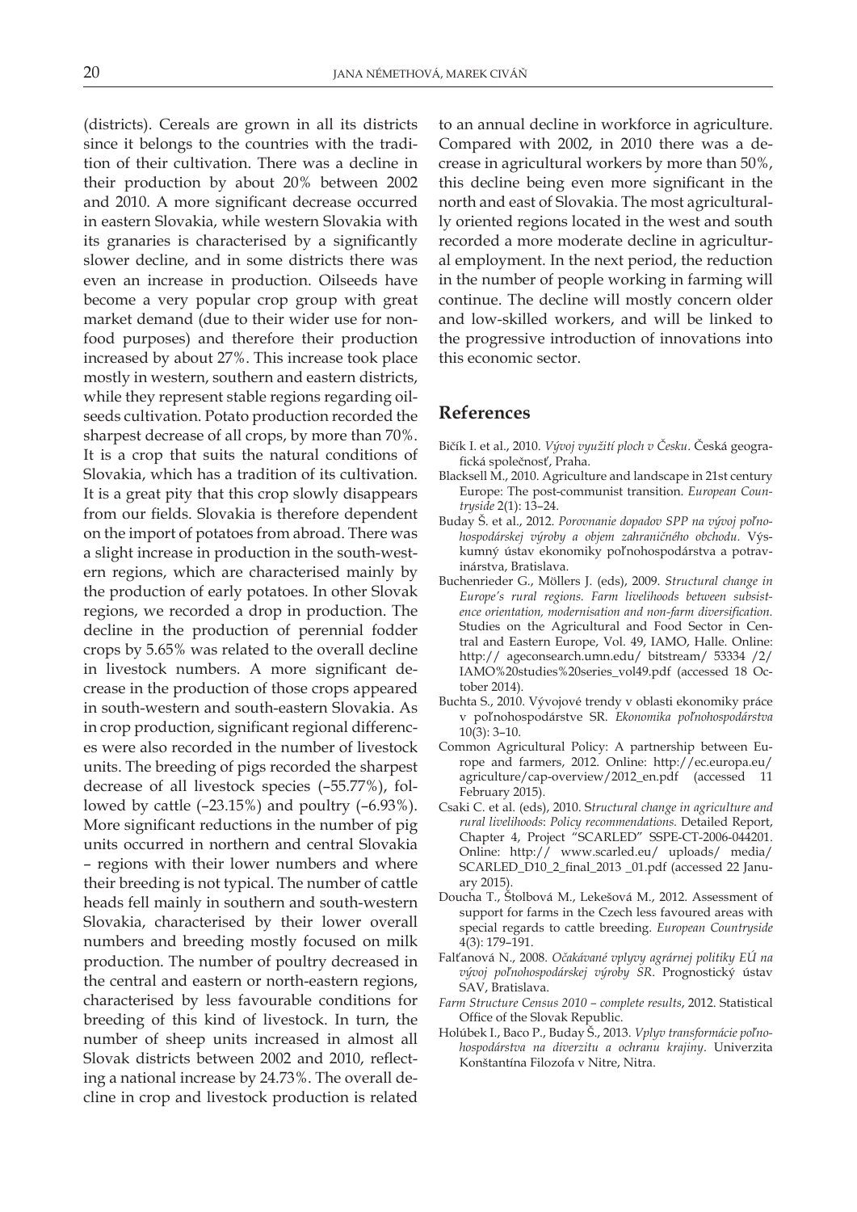(districts). Cereals are grown in all its districts since it belongs to the countries with the tradition of their cultivation. There was a decline in their production by about 20% between 2002 and 2010. A more significant decrease occurred in eastern Slovakia, while western Slovakia with its granaries is characterised by a significantly slower decline, and in some districts there was even an increase in production. Oilseeds have become a very popular crop group with great market demand (due to their wider use for non-food purposes) and therefore their production increased by about 27%. This increase took place mostly in western, southern and eastern districts, while they represent stable regions regarding oilseeds cultivation. Potato production recorded the sharpest decrease of all crops, by more than 70%. It is a crop that suits the natural conditions of Slovakia, which has a tradition of its cultivation. It is a great pity that this crop slowly disappears from our fields. Slovakia is therefore dependent on the import of potatoes from abroad. There was a slight increase in production in the south-western regions, which are characterised mainly by the production of early potatoes. In other Slovak regions, we recorded a drop in production. The decline in the production of perennial fodder crops by 5.65% was related to the overall decline in livestock numbers. A more significant decrease in the production of those crops appeared in south-western and south-eastern Slovakia. As in crop production, significant regional differences were also recorded in the number of livestock units. The breeding of pigs recorded the sharpest decrease of all livestock species (–55.77%), followed by cattle (–23.15%) and poultry (–6.93%). More significant reductions in the number of pig units occurred in northern and central Slovakia – regions with their lower numbers and where their breeding is not typical. The number of cattle heads fell mainly in southern and south-western Slovakia, characterised by their lower overall numbers and breeding mostly focused on milk production. The number of poultry decreased in the central and eastern or north-eastern regions, characterised by less favourable conditions for breeding of this kind of livestock. In turn, the number of sheep units increased in almost all Slovak districts between 2002 and 2010, reflecting a national increase by 24.73%. The overall decline in crop and livestock production is related to an annual decline in workforce in agriculture. Compared with 2002, in 2010 there was a decrease in agricultural workers by more than 50%, this decline being even more significant in the north and east of Slovakia. The most agriculturally oriented regions located in the west and south recorded a more moderate decline in agricultural employment. In the next period, the reduction in the number of people working in farming will continue. The decline will mostly concern older and low-skilled workers, and will be linked to the progressive introduction of innovations into this economic sector.

## References

Bičík I. et al., 2010. *Vývoj využití ploch v Česku*. Česká geografická společnosť, Praha.

Blacksell M., 2010. Agriculture and landscape in 21st century Europe: The post-communist transition. *European Countryside* 2(1): 13–24.

Buday Š. et al., 2012. *Porovnanie dopadov SPP na vývoj poľnohospodárskej výroby a objem zahraničného obchodu*. Výskumný ústav ekonomiky poľnohospodárstva a potravinárstva, Bratislava.

Buchenrieder G., Möllers J. (eds), 2009. *Structural change in Europe's rural regions. Farm livelihoods between subsistence orientation, modernisation and non-farm diversification.* Studies on the Agricultural and Food Sector in Central and Eastern Europe, Vol. 49, IAMO, Halle. Online: http:// ageconsearch.umn.edu/ bitstream/ 53334 /2/ IAMO%20studies%20series_vol49.pdf (accessed 18 October 2014).

Buchta S., 2010. Vývojové trendy v oblasti ekonomiky práce v poľnohospodárstve SR. *Ekonomika poľnohospodárstva* 10(3): 3–10.

Common Agricultural Policy: A partnership between Europe and farmers, 2012. Online: http://ec.europa.eu/ agriculture/cap-overview/2012_en.pdf (accessed 11 February 2015).

Csaki C. et al. (eds), 2010. S*tructural change in agriculture and rural livelihoods*: *Policy recommendations.* Detailed Report, Chapter 4, Project "SCARLED" SSPE-CT-2006-044201. Online: http:// www.scarled.eu/ uploads/ media/ SCARLED_D10_2_final_2013 _01.pdf (accessed 22 January 2015).

Doucha T., Štolbová M., Lekešová M., 2012. Assessment of support for farms in the Czech less favoured areas with special regards to cattle breeding. *European Countryside* 4(3): 179–191.

Falťanová N., 2008. *Očakávané vplyvy agrárnej politiky EÚ na vývoj poľnohospodárskej výroby SR*. Prognostický ústav SAV, Bratislava.

*Farm Structure Census 2010 – complete results*, 2012. Statistical Office of the Slovak Republic.

Holúbek I., Baco P., Buday Š., 2013. *Vplyv transformácie poľnohospodárstva na diverzitu a ochranu krajiny*. Univerzita Konštantína Filozofa v Nitre, Nitra.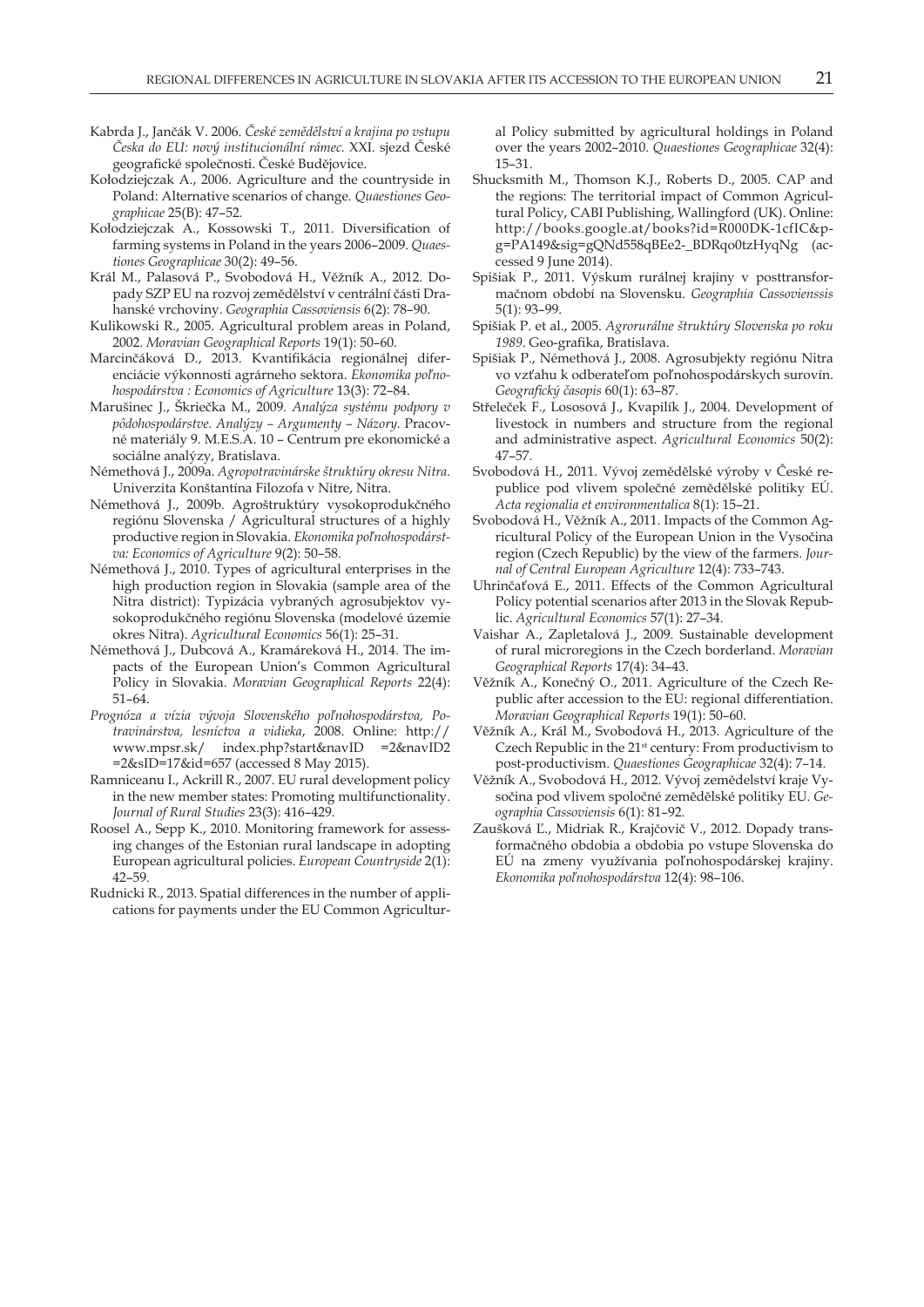Kabrda J., Jančák V. 2006. *České zemědělství a krajina po vstupu Česka do EU: nový institucionální rámec.* XXI. sjezd České geografické společnosti. České Budějovice.

Kołodziejczak A., 2006. Agriculture and the countryside in Poland: Alternative scenarios of change. *Quaestiones Geographicae* 25(B): 47–52.

Kołodziejczak A., Kossowski T., 2011. Diversification of farming systems in Poland in the years 2006–2009. *Quaestiones Geographicae* 30(2): 49–56.

Král M., Palasová P., Svobodová H., Věžník A., 2012. Dopady SZP EU na rozvoj zemědělství v centrální části Drahanské vrchoviny. *Geographia Cassoviensis* 6(2): 78–90.

Kulikowski R., 2005. Agricultural problem areas in Poland, 2002. *Moravian Geographical Reports* 19(1): 50–60.

Marcinčáková D., 2013. Kvantifikácia regionálnej diferenciácie výkonnosti agrárneho sektora. *Ekonomika poľnohospodárstva : Economics of Agriculture* 13(3): 72–84.

Marušinec J., Škriečka M., 2009. *Analýza systému podpory v pôdohospodárstve. Analýzy – Argumenty – Názory.* Pracovné materiály 9. M.E.S.A. 10 – Centrum pre ekonomické a sociálne analýzy, Bratislava.

Némethová J., 2009a. *Agropotravinárske štruktúry okresu Nitra.* Univerzita Konštantína Filozofa v Nitre, Nitra.

Némethová J., 2009b. Agroštruktúry vysokoprodukčného regiónu Slovenska / Agricultural structures of a highly productive region in Slovakia. *Ekonomika poľnohospodárstva: Economics of Agriculture* 9(2): 50–58.

Némethová J., 2010. Types of agricultural enterprises in the high production region in Slovakia (sample area of the Nitra district): Typizácia vybraných agrosubjektov vysokoprodukčného regiónu Slovenska (modelové územie okres Nitra). *Agricultural Economics* 56(1): 25–31.

Némethová J., Dubcová A., Kramáreková H., 2014. The impacts of the European Union's Common Agricultural Policy in Slovakia. *Moravian Geographical Reports* 22(4): 51–64.

*Prognóza a vízia vývoja Slovenského poľnohospodárstva, Potravinárstva, lesníctva a vidieka*, 2008. Online: http://www.mpsr.sk/ index.php?start&navID =2&navID2 =2&sID=17&id=657 (accessed 8 May 2015).

Ramniceanu I., Ackrill R., 2007. EU rural development policy in the new member states: Promoting multifunctionality. *Journal of Rural Studies* 23(3): 416–429.

Roosel A., Sepp K., 2010. Monitoring framework for assessing changes of the Estonian rural landscape in adopting European agricultural policies. *European Countryside* 2(1): 42–59.

Rudnicki R., 2013. Spatial differences in the number of applications for payments under the EU Common Agricultural Policy submitted by agricultural holdings in Poland over the years 2002–2010. *Quaestiones Geographicae* 32(4): 15–31.

Shucksmith M., Thomson K.J., Roberts D., 2005. CAP and the regions: The territorial impact of Common Agricultural Policy, CABI Publishing, Wallingford (UK). Online: http://books.google.at/books?id=R000DK-1cfIC&pg=PA149&sig=gQNd558qBEe2-_BDRqo0tzHyqNg (accessed 9 June 2014).

Spišiak P., 2011. Výskum rurálnej krajiny v posttransformačnom období na Slovensku. *Geographia Cassovienssis* 5(1): 93–99.

Spišiak P. et al., 2005. *Agrorurálne štruktúry Slovenska po roku 1989*. Geo-grafika, Bratislava.

Spišiak P., Némethová J., 2008. Agrosubjekty regiónu Nitra vo vzťahu k odberateľom poľnohospodárskych surovín. *Geografický časopis* 60(1): 63–87.

Střeleček F., Lososová J., Kvapilík J., 2004. Development of livestock in numbers and structure from the regional and administrative aspect. *Agricultural Economics* 50(2): 47–57.

Svobodová H., 2011. Vývoj zemědělské výroby v České republice pod vlivem společné zemědělské politiky EÚ. *Acta regionalia et environmentalica* 8(1): 15–21.

Svobodová H., Věžník A., 2011. Impacts of the Common Agricultural Policy of the European Union in the Vysočina region (Czech Republic) by the view of the farmers. *Journal of Central European Agriculture* 12(4): 733–743.

Uhrinčaťová E., 2011. Effects of the Common Agricultural Policy potential scenarios after 2013 in the Slovak Republic. *Agricultural Economics* 57(1): 27–34.

Vaishar A., Zapletalová J., 2009. Sustainable development of rural microregions in the Czech borderland. *Moravian Geographical Reports* 17(4): 34–43.

Věžník A., Konečný O., 2011. Agriculture of the Czech Republic after accession to the EU: regional differentiation. *Moravian Geographical Reports* 19(1): 50–60.

Věžník A., Král M., Svobodová H., 2013. Agriculture of the Czech Republic in the 21st century: From productivism to post-productivism. *Quaestiones Geographicae* 32(4): 7–14.

Věžník A., Svobodová H., 2012. Vývoj zemědelství kraje Vysočina pod vlivem spoločné zemědělské politiky EU. *Geographia Cassoviensis* 6(1): 81–92.

Zaušková Ľ., Midriak R., Krajčovič V., 2012. Dopady transformačného obdobia a obdobia po vstupe Slovenska do EÚ na zmeny využívania poľnohospodárskej krajiny. *Ekonomika poľnohospodárstva* 12(4): 98–106.